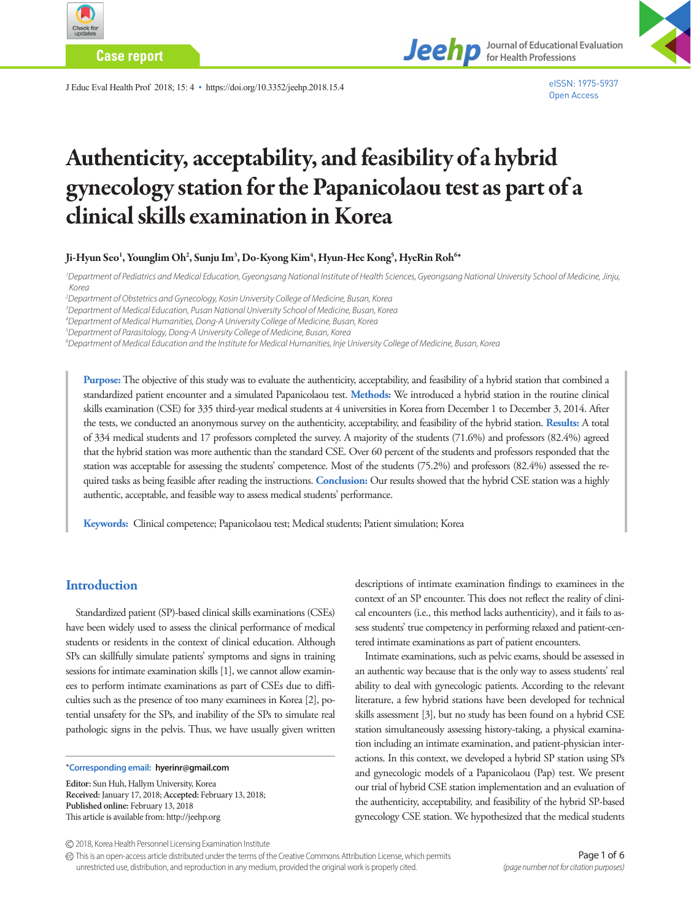Case report

# Authenticity, acceptability, and feasibility of a hybrid gynecology station for the Papanicolaou test as part of a clinical skills examination in Korea

**Ji-Hyun Seo[1], Younglim Oh[2], Sunju Im[3], Do-Kyong Kim[4], Hyun-Hee Kong[5], HyeRin Roh[6]***

[1]Department of Pediatrics and Medical Education, Gyeongsang National Institute of Health Sciences, Gyeongsang National University School of Medicine, Jinju, Korea
[2]Department of Obstetrics and Gynecology, Kosin University College of Medicine, Busan, Korea
[3]Department of Medical Education, Pusan National University School of Medicine, Busan, Korea
[4]Department of Medical Humanities, Dong-A University College of Medicine, Busan, Korea
[5]Department of Parasitology, Dong-A University College of Medicine, Busan, Korea
[6]Department of Medical Education and the Institute for Medical Humanities, Inje University College of Medicine, Busan, Korea

**Purpose:** The objective of this study was to evaluate the authenticity, acceptability, and feasibility of a hybrid station that combined a standardized patient encounter and a simulated Papanicolaou test. **Methods:** We introduced a hybrid station in the routine clinical skills examination (CSE) for 335 third-year medical students at 4 universities in Korea from December 1 to December 3, 2014. After the tests, we conducted an anonymous survey on the authenticity, acceptability, and feasibility of the hybrid station. **Results:** A total of 334 medical students and 17 professors completed the survey. A majority of the students (71.6%) and professors (82.4%) agreed that the hybrid station was more authentic than the standard CSE. Over 60 percent of the students and professors responded that the station was acceptable for assessing the students' competence. Most of the students (75.2%) and professors (82.4%) assessed the required tasks as being feasible after reading the instructions. **Conclusion:** Our results showed that the hybrid CSE station was a highly authentic, acceptable, and feasible way to assess medical students' performance.

**Keywords:** Clinical competence; Papanicolaou test; Medical students; Patient simulation; Korea

## Introduction

Standardized patient (SP)-based clinical skills examinations (CSEs) have been widely used to assess the clinical performance of medical students or residents in the context of clinical education. Although SPs can skillfully simulate patients' symptoms and signs in training sessions for intimate examination skills [1], we cannot allow examinees to perform intimate examinations as part of CSEs due to difficulties such as the presence of too many examinees in Korea [2], potential unsafety for the SPs, and inability of the SPs to simulate real pathologic signs in the pelvis. Thus, we have usually given written descriptions of intimate examination findings to examinees in the context of an SP encounter. This does not reflect the reality of clinical encounters (i.e., this method lacks authenticity), and it fails to assess students' true competency in performing relaxed and patient-centered intimate examinations as part of patient encounters.

Intimate examinations, such as pelvic exams, should be assessed in an authentic way because that is the only way to assess students' real ability to deal with gynecologic patients. According to the relevant literature, a few hybrid stations have been developed for technical skills assessment [3], but no study has been found on a hybrid CSE station simultaneously assessing history-taking, a physical examination including an intimate examination, and patient-physician interactions. In this context, we developed a hybrid SP station using SPs and gynecologic models of a Papanicolaou (Pap) test. We present our trial of hybrid CSE station implementation and an evaluation of the authenticity, acceptability, and feasibility of the hybrid SP-based gynecology CSE station. We hypothesized that the medical students

*Corresponding email: hyerinr@gmail.com

Editor: Sun Huh, Hallym University, Korea
Received: January 17, 2018; Accepted: February 13, 2018;
Published online: February 13, 2018
This article is available from: http://jeehp.org

© 2018, Korea Health Personnel Licensing Examination Institute
This is an open-access article distributed under the terms of the Creative Commons Attribution License, which permits unrestricted use, distribution, and reproduction in any medium, provided the original work is properly cited.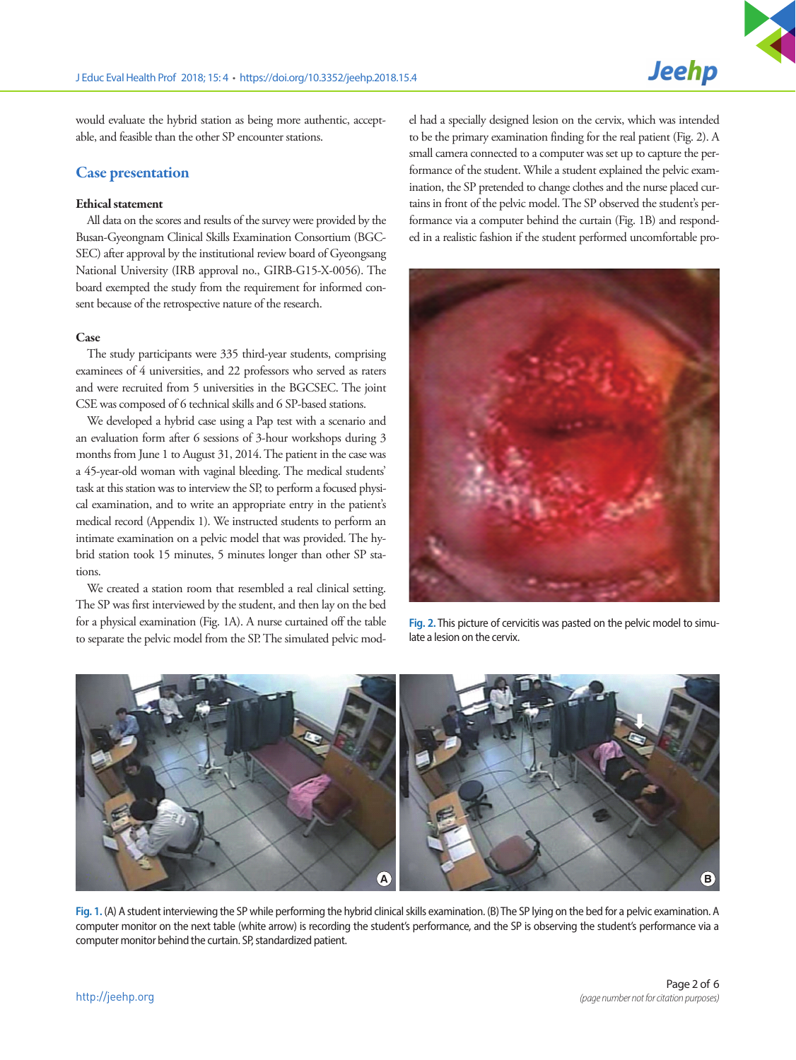would evaluate the hybrid station as being more authentic, acceptable, and feasible than the other SP encounter stations.

## Case presentation

### Ethical statement

All data on the scores and results of the survey were provided by the Busan-Gyeongnam Clinical Skills Examination Consortium (BGCSEC) after approval by the institutional review board of Gyeongsang National University (IRB approval no., GIRB-G15-X-0056). The board exempted the study from the requirement for informed consent because of the retrospective nature of the research.

### Case

The study participants were 335 third-year students, comprising examinees of 4 universities, and 22 professors who served as raters and were recruited from 5 universities in the BGCSEC. The joint CSE was composed of 6 technical skills and 6 SP-based stations.

We developed a hybrid case using a Pap test with a scenario and an evaluation form after 6 sessions of 3-hour workshops during 3 months from June 1 to August 31, 2014. The patient in the case was a 45-year-old woman with vaginal bleeding. The medical students' task at this station was to interview the SP, to perform a focused physical examination, and to write an appropriate entry in the patient's medical record (Appendix 1). We instructed students to perform an intimate examination on a pelvic model that was provided. The hybrid station took 15 minutes, 5 minutes longer than other SP stations.

We created a station room that resembled a real clinical setting. The SP was first interviewed by the student, and then lay on the bed for a physical examination (Fig. 1A). A nurse curtained off the table to separate the pelvic model from the SP. The simulated pelvic model had a specially designed lesion on the cervix, which was intended to be the primary examination finding for the real patient (Fig. 2). A small camera connected to a computer was set up to capture the performance of the student. While a student explained the pelvic examination, the SP pretended to change clothes and the nurse placed curtains in front of the pelvic model. The SP observed the student's performance via a computer behind the curtain (Fig. 1B) and responded in a realistic fashion if the student performed uncomfortable pro-

Fig. 2. This picture of cervicitis was pasted on the pelvic model to simulate a lesion on the cervix.

Fig. 1. (A) A student interviewing the SP while performing the hybrid clinical skills examination. (B) The SP lying on the bed for a pelvic examination. A computer monitor on the next table (white arrow) is recording the student's performance, and the SP is observing the student's performance via a computer monitor behind the curtain. SP, standardized patient.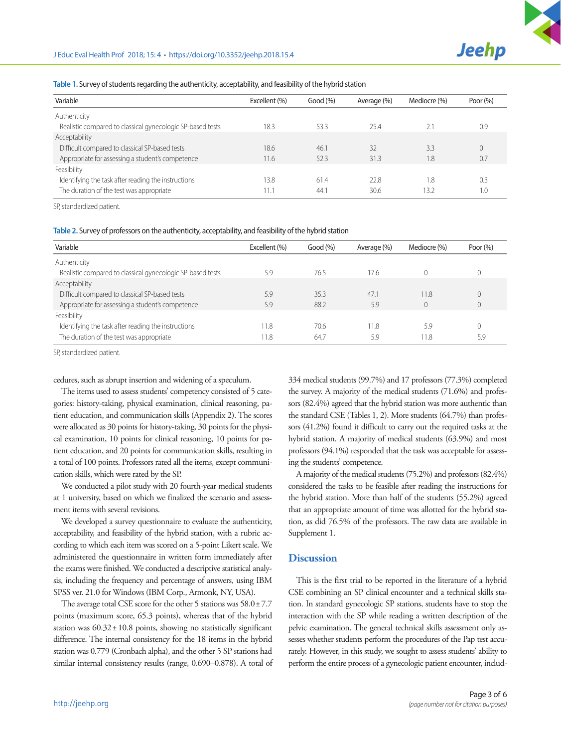Table 1. Survey of students regarding the authenticity, acceptability, and feasibility of the hybrid station

| Variable | Excellent (%) | Good (%) | Average (%) | Mediocre (%) | Poor (%) |
|---|---|---|---|---|---|
| Authenticity | | | | | |
| Realistic compared to classical gynecologic SP-based tests | 18.3 | 53.3 | 25.4 | 2.1 | 0.9 |
| Acceptability | | | | | |
| Difficult compared to classical SP-based tests | 18.6 | 46.1 | 32 | 3.3 | 0 |
| Appropriate for assessing a student's competence | 11.6 | 52.3 | 31.3 | 1.8 | 0.7 |
| Feasibility | | | | | |
| Identifying the task after reading the instructions | 13.8 | 61.4 | 22.8 | 1.8 | 0.3 |
| The duration of the test was appropriate | 11.1 | 44.1 | 30.6 | 13.2 | 1.0 |

SP, standardized patient.

Table 2. Survey of professors on the authenticity, acceptability, and feasibility of the hybrid station

| Variable | Excellent (%) | Good (%) | Average (%) | Mediocre (%) | Poor (%) |
|---|---|---|---|---|---|
| Authenticity | | | | | |
| Realistic compared to classical gynecologic SP-based tests | 5.9 | 76.5 | 17.6 | 0 | 0 |
| Acceptability | | | | | |
| Difficult compared to classical SP-based tests | 5.9 | 35.3 | 47.1 | 11.8 | 0 |
| Appropriate for assessing a student's competence | 5.9 | 88.2 | 5.9 | 0 | 0 |
| Feasibility | | | | | |
| Identifying the task after reading the instructions | 11.8 | 70.6 | 11.8 | 5.9 | 0 |
| The duration of the test was appropriate | 11.8 | 64.7 | 5.9 | 11.8 | 5.9 |

SP, standardized patient.

cedures, such as abrupt insertion and widening of a speculum.

The items used to assess students' competency consisted of 5 categories: history-taking, physical examination, clinical reasoning, patient education, and communication skills (Appendix 2). The scores were allocated as 30 points for history-taking, 30 points for the physical examination, 10 points for clinical reasoning, 10 points for patient education, and 20 points for communication skills, resulting in a total of 100 points. Professors rated all the items, except communication skills, which were rated by the SP.

We conducted a pilot study with 20 fourth-year medical students at 1 university, based on which we finalized the scenario and assessment items with several revisions.

We developed a survey questionnaire to evaluate the authenticity, acceptability, and feasibility of the hybrid station, with a rubric according to which each item was scored on a 5-point Likert scale. We administered the questionnaire in written form immediately after the exams were finished. We conducted a descriptive statistical analysis, including the frequency and percentage of answers, using IBM SPSS ver. 21.0 for Windows (IBM Corp., Armonk, NY, USA).

The average total CSE score for the other 5 stations was 58.0 ± 7.7 points (maximum score, 65.3 points), whereas that of the hybrid station was 60.32 ± 10.8 points, showing no statistically significant difference. The internal consistency for the 18 items in the hybrid station was 0.779 (Cronbach alpha), and the other 5 SP stations had similar internal consistency results (range, 0.690–0.878). A total of 334 medical students (99.7%) and 17 professors (77.3%) completed the survey. A majority of the medical students (71.6%) and professors (82.4%) agreed that the hybrid station was more authentic than the standard CSE (Tables 1, 2). More students (64.7%) than professors (41.2%) found it difficult to carry out the required tasks at the hybrid station. A majority of medical students (63.9%) and most professors (94.1%) responded that the task was acceptable for assessing the students' competence.

A majority of the medical students (75.2%) and professors (82.4%) considered the tasks to be feasible after reading the instructions for the hybrid station. More than half of the students (55.2%) agreed that an appropriate amount of time was allotted for the hybrid station, as did 76.5% of the professors. The raw data are available in Supplement 1.

## Discussion

This is the first trial to be reported in the literature of a hybrid CSE combining an SP clinical encounter and a technical skills station. In standard gynecologic SP stations, students have to stop the interaction with the SP while reading a written description of the pelvic examination. The general technical skills assessment only assesses whether students perform the procedures of the Pap test accurately. However, in this study, we sought to assess students' ability to perform the entire process of a gynecologic patient encounter, includ-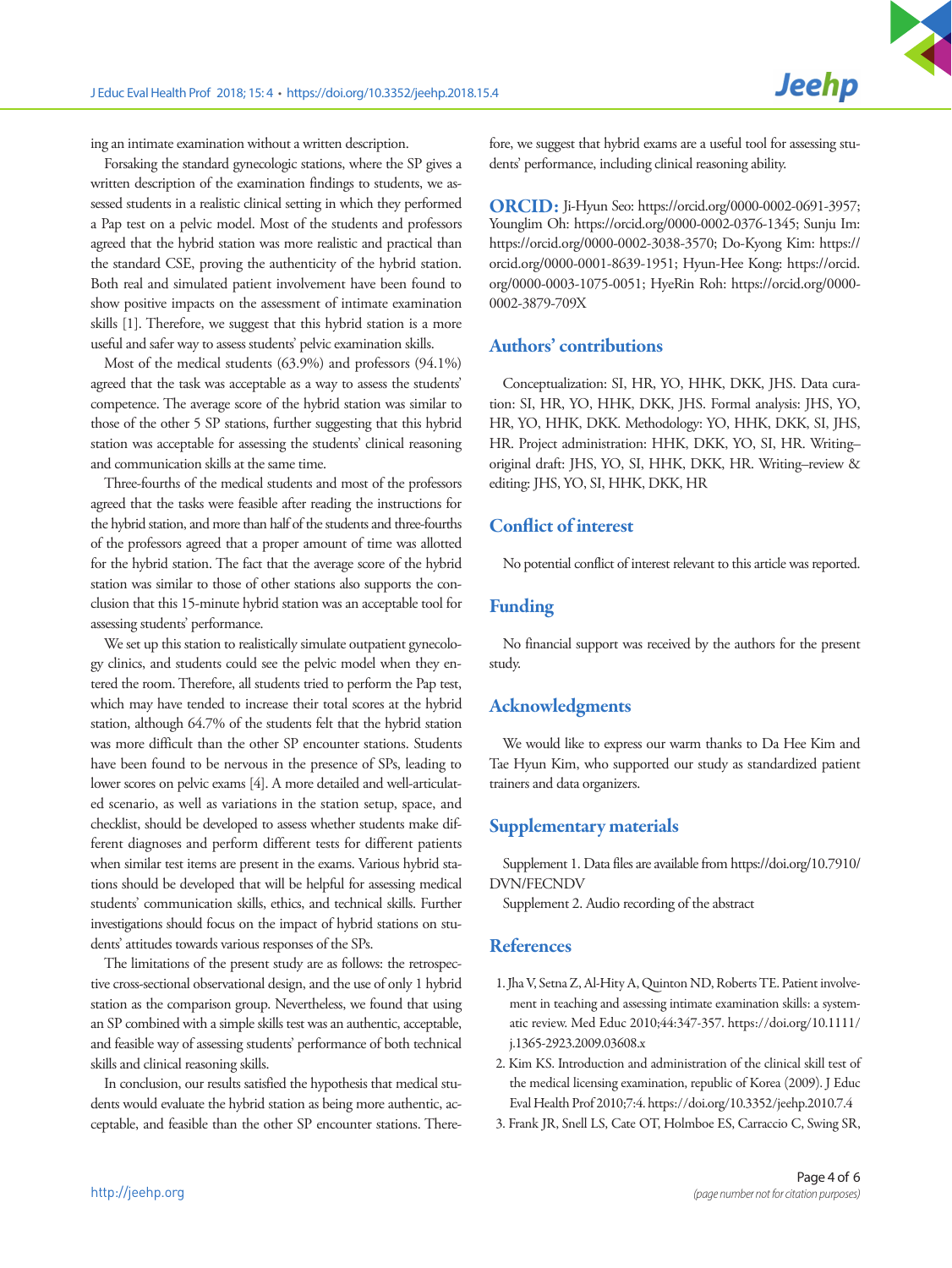ing an intimate examination without a written description.

Forsaking the standard gynecologic stations, where the SP gives a written description of the examination findings to students, we assessed students in a realistic clinical setting in which they performed a Pap test on a pelvic model. Most of the students and professors agreed that the hybrid station was more realistic and practical than the standard CSE, proving the authenticity of the hybrid station. Both real and simulated patient involvement have been found to show positive impacts on the assessment of intimate examination skills [1]. Therefore, we suggest that this hybrid station is a more useful and safer way to assess students' pelvic examination skills.

Most of the medical students (63.9%) and professors (94.1%) agreed that the task was acceptable as a way to assess the students' competence. The average score of the hybrid station was similar to those of the other 5 SP stations, further suggesting that this hybrid station was acceptable for assessing the students' clinical reasoning and communication skills at the same time.

Three-fourths of the medical students and most of the professors agreed that the tasks were feasible after reading the instructions for the hybrid station, and more than half of the students and three-fourths of the professors agreed that a proper amount of time was allotted for the hybrid station. The fact that the average score of the hybrid station was similar to those of other stations also supports the conclusion that this 15-minute hybrid station was an acceptable tool for assessing students' performance.

We set up this station to realistically simulate outpatient gynecology clinics, and students could see the pelvic model when they entered the room. Therefore, all students tried to perform the Pap test, which may have tended to increase their total scores at the hybrid station, although 64.7% of the students felt that the hybrid station was more difficult than the other SP encounter stations. Students have been found to be nervous in the presence of SPs, leading to lower scores on pelvic exams [4]. A more detailed and well-articulated scenario, as well as variations in the station setup, space, and checklist, should be developed to assess whether students make different diagnoses and perform different tests for different patients when similar test items are present in the exams. Various hybrid stations should be developed that will be helpful for assessing medical students' communication skills, ethics, and technical skills. Further investigations should focus on the impact of hybrid stations on students' attitudes towards various responses of the SPs.

The limitations of the present study are as follows: the retrospective cross-sectional observational design, and the use of only 1 hybrid station as the comparison group. Nevertheless, we found that using an SP combined with a simple skills test was an authentic, acceptable, and feasible way of assessing students' performance of both technical skills and clinical reasoning skills.

In conclusion, our results satisfied the hypothesis that medical students would evaluate the hybrid station as being more authentic, acceptable, and feasible than the other SP encounter stations. Therefore, we suggest that hybrid exams are a useful tool for assessing students' performance, including clinical reasoning ability.

**ORCID:** Ji-Hyun Seo: https://orcid.org/0000-0002-0691-3957; Younglim Oh: https://orcid.org/0000-0002-0376-1345; Sunju Im: https://orcid.org/0000-0002-3038-3570; Do-Kyong Kim: https://orcid.org/0000-0001-8639-1951; Hyun-Hee Kong: https://orcid.org/0000-0003-1075-0051; HyeRin Roh: https://orcid.org/0000-0002-3879-709X

## Authors' contributions

Conceptualization: SI, HR, YO, HHK, DKK, JHS. Data curation: SI, HR, YO, HHK, DKK, JHS. Formal analysis: JHS, YO, HR, YO, HHK, DKK. Methodology: YO, HHK, DKK, SI, JHS, HR. Project administration: HHK, DKK, YO, SI, HR. Writing–original draft: JHS, YO, SI, HHK, DKK, HR. Writing–review & editing: JHS, YO, SI, HHK, DKK, HR

## Conflict of interest

No potential conflict of interest relevant to this article was reported.

## Funding

No financial support was received by the authors for the present study.

## Acknowledgments

We would like to express our warm thanks to Da Hee Kim and Tae Hyun Kim, who supported our study as standardized patient trainers and data organizers.

## Supplementary materials

Supplement 1. Data files are available from https://doi.org/10.7910/DVN/FECNDV

Supplement 2. Audio recording of the abstract

## References

1. Jha V, Setna Z, Al-Hity A, Quinton ND, Roberts TE. Patient involvement in teaching and assessing intimate examination skills: a systematic review. Med Educ 2010;44:347-357. https://doi.org/10.1111/j.1365-2923.2009.03608.x
2. Kim KS. Introduction and administration of the clinical skill test of the medical licensing examination, republic of Korea (2009). J Educ Eval Health Prof 2010;7:4. https://doi.org/10.3352/jeehp.2010.7.4
3. Frank JR, Snell LS, Cate OT, Holmboe ES, Carraccio C, Swing SR,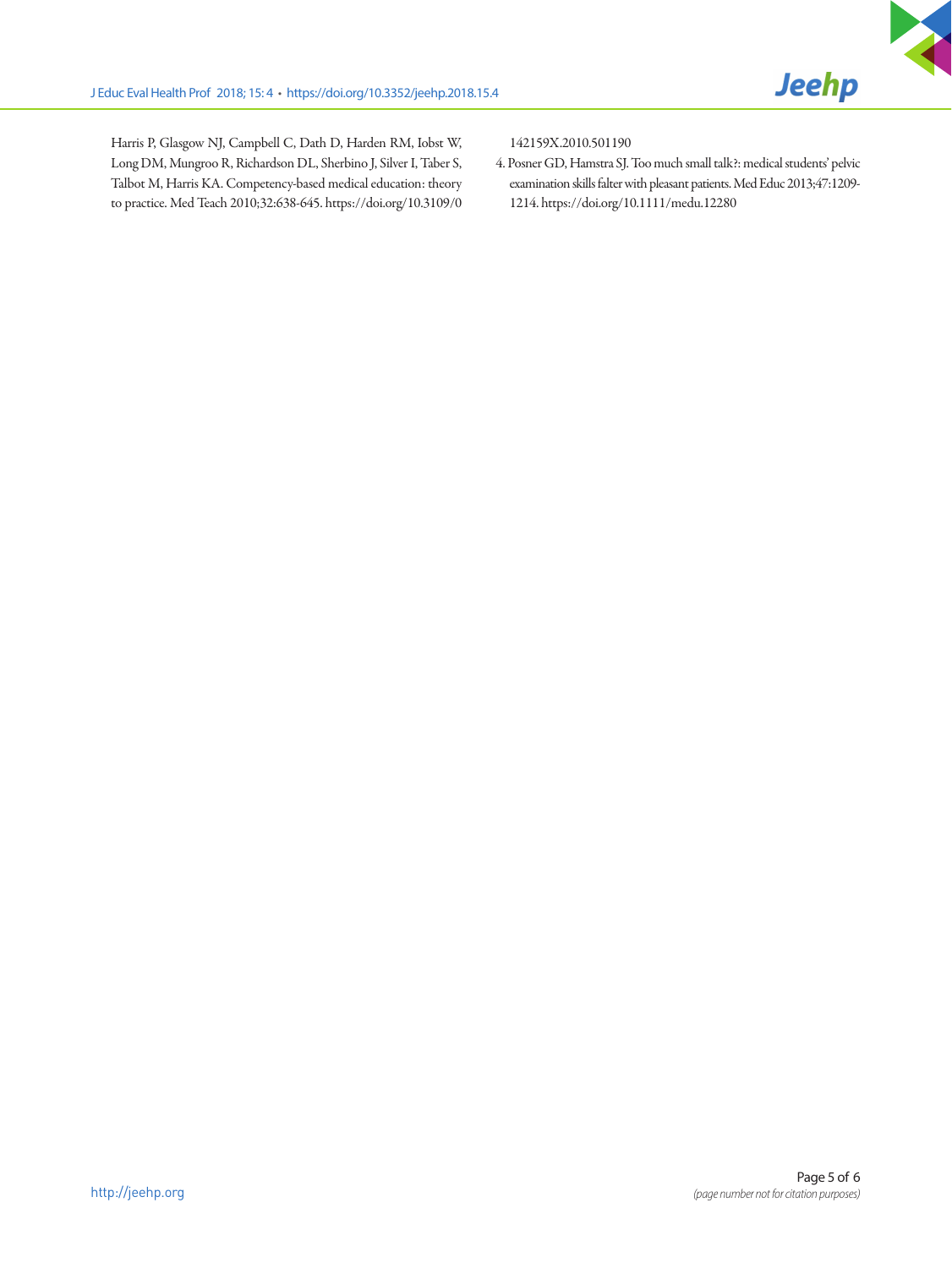Harris P, Glasgow NJ, Campbell C, Dath D, Harden RM, Iobst W, Long DM, Mungroo R, Richardson DL, Sherbino J, Silver I, Taber S, Talbot M, Harris KA. Competency-based medical education: theory to practice. Med Teach 2010;32:638-645. https://doi.org/10.3109/0142159X.2010.501190

4. Posner GD, Hamstra SJ. Too much small talk?: medical students' pelvic examination skills falter with pleasant patients. Med Educ 2013;47:1209-1214. https://doi.org/10.1111/medu.12280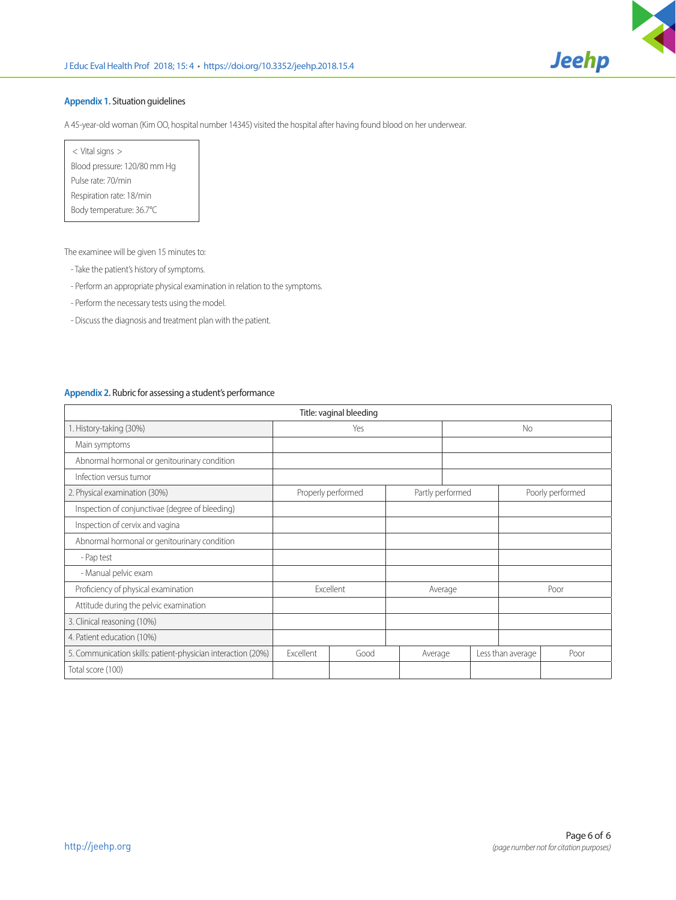**Appendix 1.** Situation guidelines

A 45-year-old woman (Kim OO, hospital number 14345) visited the hospital after having found blood on her underwear.

| |
|---|
| < Vital signs > |
| Blood pressure: 120/80 mm Hg |
| Pulse rate: 70/min |
| Respiration rate: 18/min |
| Body temperature: 36.7°C |

The examinee will be given 15 minutes to:

- Take the patient's history of symptoms.
- Perform an appropriate physical examination in relation to the symptoms.
- Perform the necessary tests using the model.
- Discuss the diagnosis and treatment plan with the patient.

**Appendix 2.** Rubric for assessing a student's performance

| Title: vaginal bleeding | | | | | |
|---|---|---|---|---|---|
| 1. History-taking (30%) | Yes | | | No | |
| Main symptoms | | | | | |
| Abnormal hormonal or genitourinary condition | | | | | |
| Infection versus tumor | | | | | |
| 2. Physical examination (30%) | Properly performed | | Partly performed | | Poorly performed |
| Inspection of conjunctivae (degree of bleeding) | | | | | |
| Inspection of cervix and vagina | | | | | |
| Abnormal hormonal or genitourinary condition | | | | | |
| - Pap test | | | | | |
| - Manual pelvic exam | | | | | |
| Proficiency of physical examination | Excellent | | Average | | Poor |
| Attitude during the pelvic examination | | | | | |
| 3. Clinical reasoning (10%) | | | | | |
| 4. Patient education (10%) | | | | | |
| 5. Communication skills: patient-physician interaction (20%) | Excellent | Good | Average | Less than average | Poor |
| Total score (100) | | | | | |